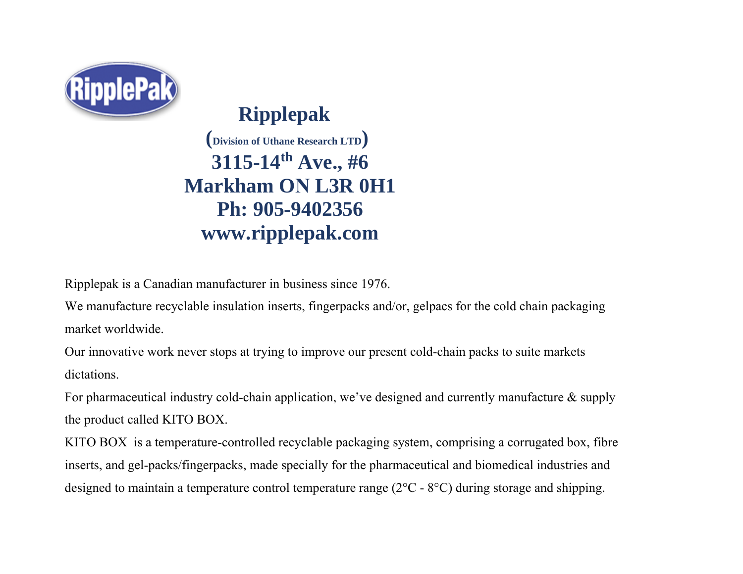RipplePak

# Ripplepak

**(Division of Uthane Research LTD)**

**3115-14th Ave., #6**

**Markham ON L3R 0H1**

**Ph: 905-9402356**

**www.ripplepak.com**

Ripplepak is a Canadian manufacturer in business since 1976.

We manufacture recyclable insulation inserts, fingerpacks and/or, gelpacs for the cold chain packaging market worldwide.

Our innovative work never stops at trying to improve our present cold-chain packs to suite markets dictations.

For pharmaceutical industry cold-chain application, we've designed and currently manufacture & supply the product called KITO BOX.

KITO BOX is a temperature-controlled recyclable packaging system, comprising a corrugated box, fibre inserts, and gel-packs/fingerpacks, made specially for the pharmaceutical and biomedical industries and designed to maintain a temperature control temperature range (2°C - 8°C) during storage and shipping.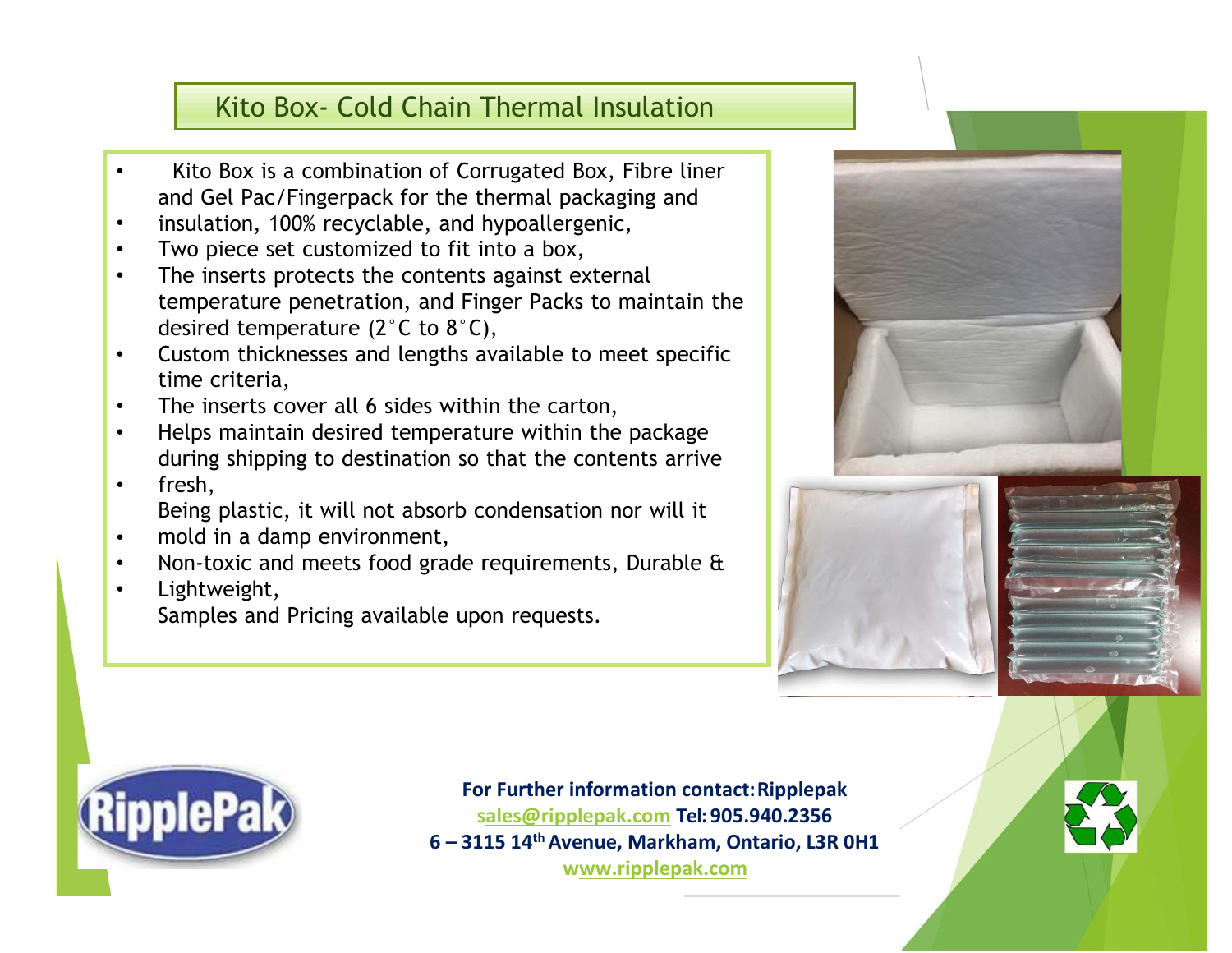## Kito Box- Cold Chain Thermal Insulation

- Kito Box is a combination of Corrugated Box, Fibre liner and Gel Pac/Fingerpack for the thermal packaging and insulation, 100% recyclable, and hypoallergenic,
- Two piece set customized to fit into a box,
- The inserts protects the contents against external temperature penetration, and Finger Packs to maintain the desired temperature (2°C to 8°C),
- Custom thicknesses and lengths available to meet specific time criteria,
- The inserts cover all 6 sides within the carton,
- Helps maintain desired temperature within the package during shipping to destination so that the contents arrive fresh,
- Being plastic, it will not absorb condensation nor will it mold in a damp environment,
- Non-toxic and meets food grade requirements, Durable & Lightweight,
- Samples and Pricing available upon requests.

**For Further information contact: Ripplepak**
**sales@ripplepak.com Tel: 905.940.2356**
**6 – 3115 14th Avenue, Markham, Ontario, L3R 0H1**
**www.ripplepak.com**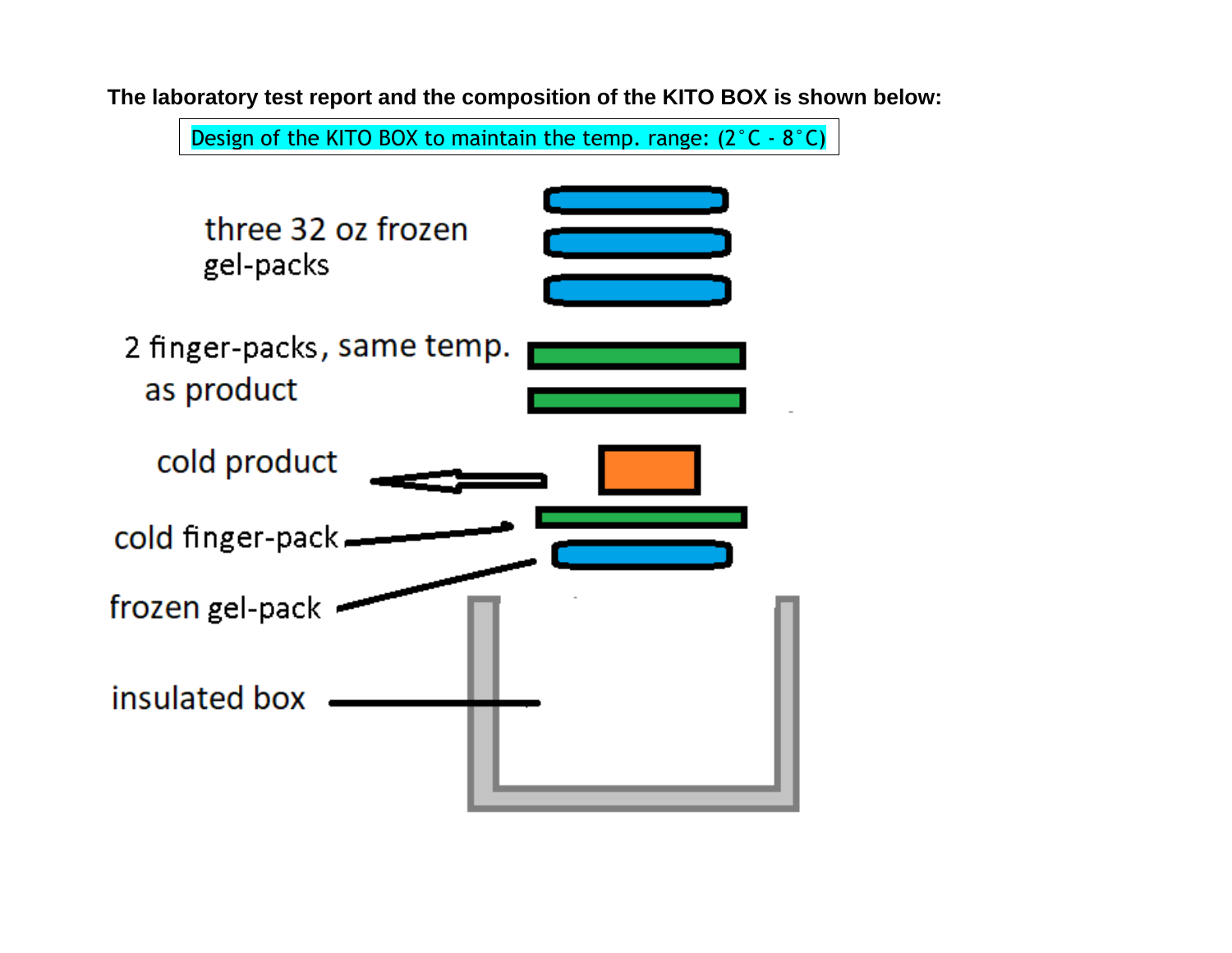**The laboratory test report and the composition of the KITO BOX is shown below:**

Design of the KITO BOX to maintain the temp. range: (2˚C - 8˚C)

three 32 oz frozen gel-packs

2 finger-packs, same temp. as product

cold product

cold finger-pack

frozen gel-pack

insulated box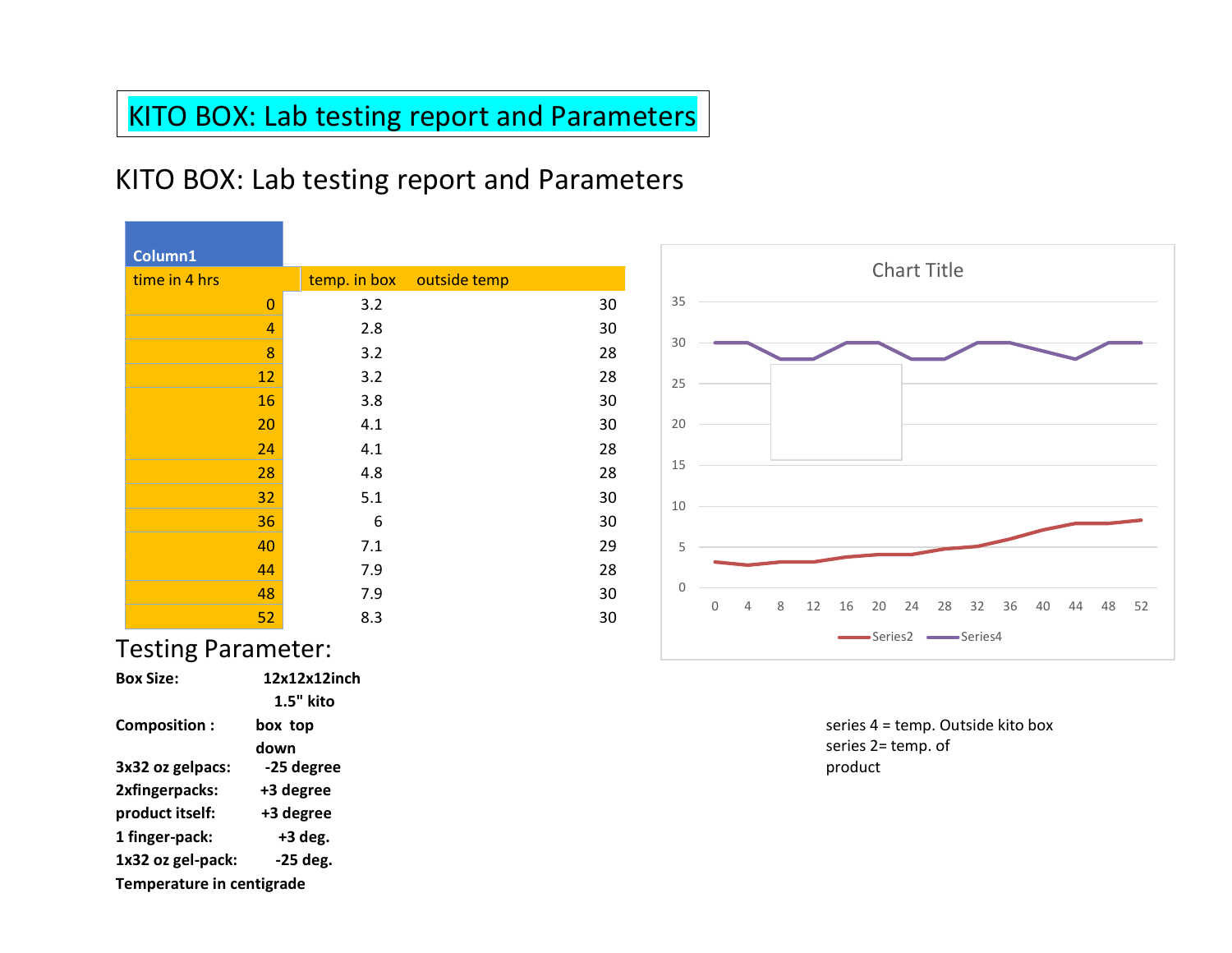# KITO BOX: Lab testing report and Parameters

## KITO BOX: Lab testing report and Parameters

| Column1 | | |
|---|---|---|
| time in 4 hrs | temp. in box | outside temp |
| 0 | 3.2 | 30 |
| 4 | 2.8 | 30 |
| 8 | 3.2 | 28 |
| 12 | 3.2 | 28 |
| 16 | 3.8 | 30 |
| 20 | 4.1 | 30 |
| 24 | 4.1 | 28 |
| 28 | 4.8 | 28 |
| 32 | 5.1 | 30 |
| 36 | 6 | 30 |
| 40 | 7.1 | 29 |
| 44 | 7.9 | 28 |
| 48 | 7.9 | 30 |
| 52 | 8.3 | 30 |

Chart Title

35
30
25
20
15
10
5
0

0 4 8 12 16 20 24 28 32 36 40 44 48 52

Series2 Series4

series 4 = temp. Outside kito box
series 2= temp. of product

## Testing Parameter:

**Box Size:** **12x12x12inch**
**1.5" kito**

**Composition :** **box top down**

**3x32 oz gelpacs:** **-25 degree**

**2xfingerpacks:** **+3 degree**

**product itself:** **+3 degree**

**1 finger-pack:** **+3 deg.**

**1x32 oz gel-pack:** **-25 deg.**

**Temperature in centigrade**